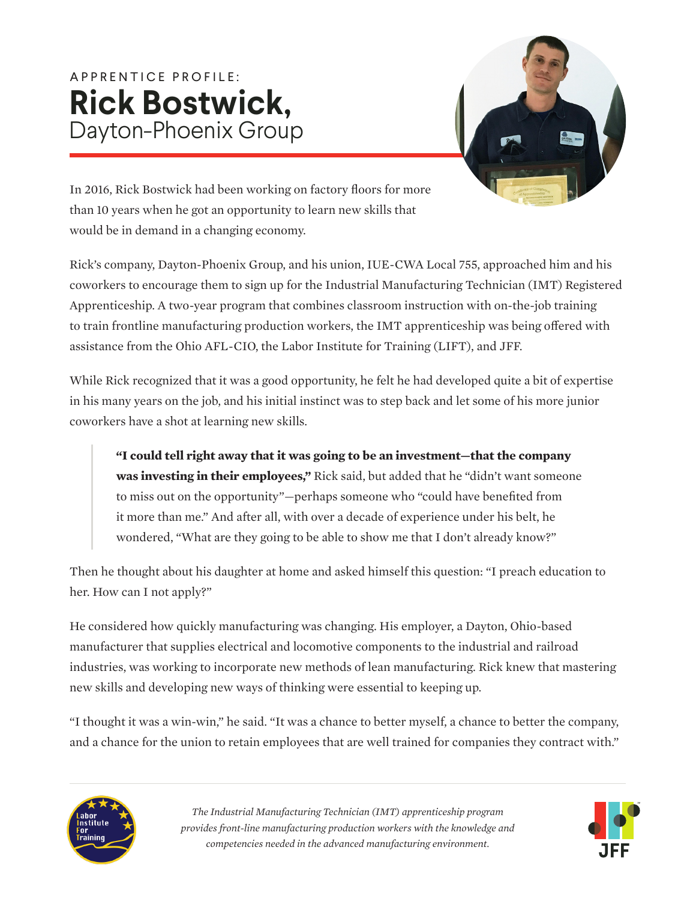APPRENTICE PROFILE:

# Rick Bostwick,

Dayton-Phoenix Group

In 2016, Rick Bostwick had been working on factory floors for more than 10 years when he got an opportunity to learn new skills that would be in demand in a changing economy.

Rick's company, Dayton-Phoenix Group, and his union, IUE-CWA Local 755, approached him and his coworkers to encourage them to sign up for the Industrial Manufacturing Technician (IMT) Registered Apprenticeship. A two-year program that combines classroom instruction with on-the-job training to train frontline manufacturing production workers, the IMT apprenticeship was being offered with assistance from the Ohio AFL-CIO, the Labor Institute for Training (LIFT), and JFF.

While Rick recognized that it was a good opportunity, he felt he had developed quite a bit of expertise in his many years on the job, and his initial instinct was to step back and let some of his more junior coworkers have a shot at learning new skills.

> **"I could tell right away that it was going to be an investment—that the company was investing in their employees,"** Rick said, but added that he "didn't want someone to miss out on the opportunity"—perhaps someone who "could have benefited from it more than me." And after all, with over a decade of experience under his belt, he wondered, "What are they going to be able to show me that I don't already know?"

Then he thought about his daughter at home and asked himself this question: "I preach education to her. How can I not apply?"

He considered how quickly manufacturing was changing. His employer, a Dayton, Ohio-based manufacturer that supplies electrical and locomotive components to the industrial and railroad industries, was working to incorporate new methods of lean manufacturing. Rick knew that mastering new skills and developing new ways of thinking were essential to keeping up.

"I thought it was a win-win," he said. "It was a chance to better myself, a chance to better the company, and a chance for the union to retain employees that are well trained for companies they contract with."

*The Industrial Manufacturing Technician (IMT) apprenticeship program provides front-line manufacturing production workers with the knowledge and competencies needed in the advanced manufacturing environment.*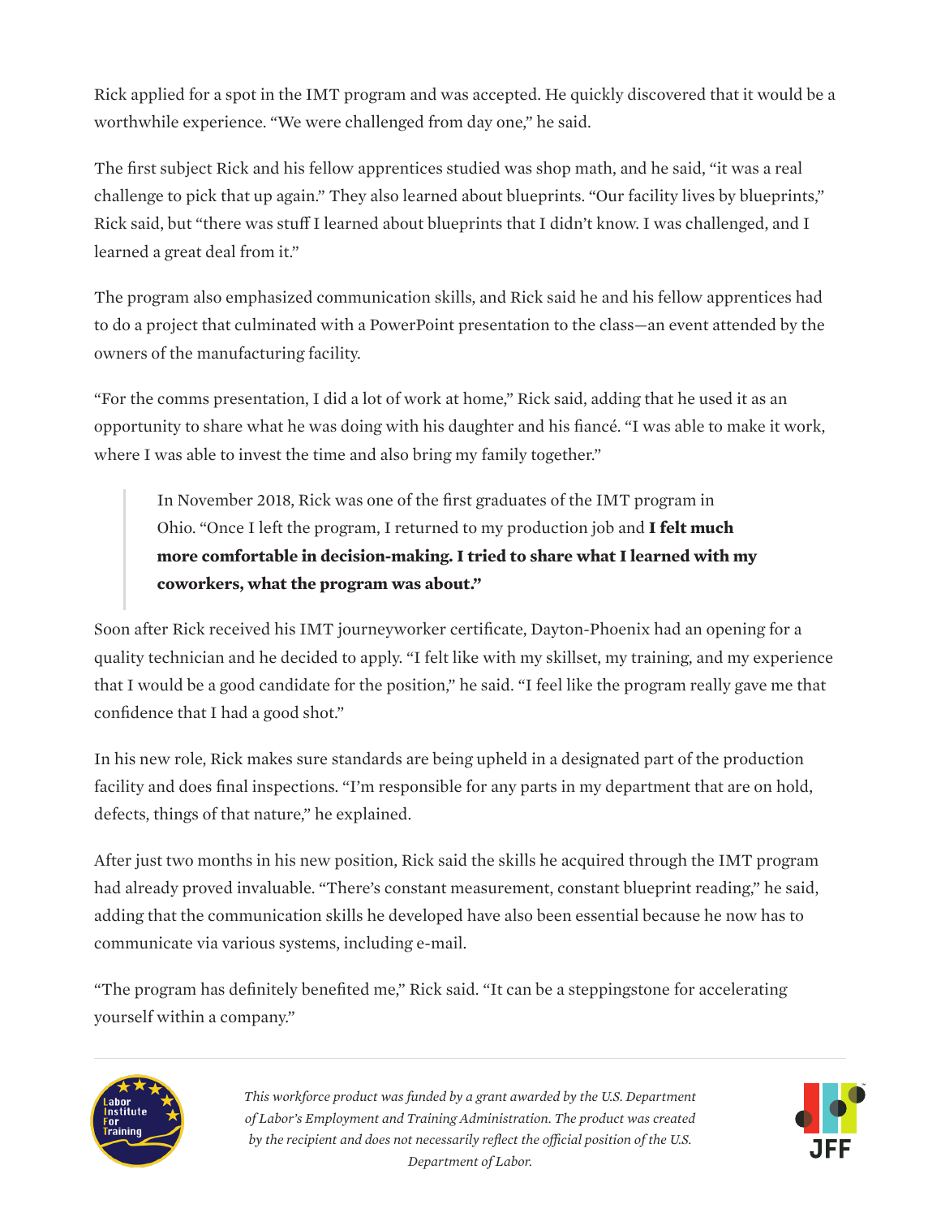Rick applied for a spot in the IMT program and was accepted. He quickly discovered that it would be a worthwhile experience. "We were challenged from day one," he said.

The first subject Rick and his fellow apprentices studied was shop math, and he said, "it was a real challenge to pick that up again." They also learned about blueprints. "Our facility lives by blueprints," Rick said, but "there was stuff I learned about blueprints that I didn't know. I was challenged, and I learned a great deal from it."

The program also emphasized communication skills, and Rick said he and his fellow apprentices had to do a project that culminated with a PowerPoint presentation to the class—an event attended by the owners of the manufacturing facility.

"For the comms presentation, I did a lot of work at home," Rick said, adding that he used it as an opportunity to share what he was doing with his daughter and his fiancé. "I was able to make it work, where I was able to invest the time and also bring my family together."

> In November 2018, Rick was one of the first graduates of the IMT program in Ohio. "Once I left the program, I returned to my production job and **I felt much more comfortable in decision-making. I tried to share what I learned with my coworkers, what the program was about."**

Soon after Rick received his IMT journeyworker certificate, Dayton-Phoenix had an opening for a quality technician and he decided to apply. "I felt like with my skillset, my training, and my experience that I would be a good candidate for the position," he said. "I feel like the program really gave me that confidence that I had a good shot."

In his new role, Rick makes sure standards are being upheld in a designated part of the production facility and does final inspections. "I'm responsible for any parts in my department that are on hold, defects, things of that nature," he explained.

After just two months in his new position, Rick said the skills he acquired through the IMT program had already proved invaluable. "There's constant measurement, constant blueprint reading," he said, adding that the communication skills he developed have also been essential because he now has to communicate via various systems, including e-mail.

"The program has definitely benefited me," Rick said. "It can be a steppingstone for accelerating yourself within a company."

---

Labor Institute For Training

*This workforce product was funded by a grant awarded by the U.S. Department of Labor's Employment and Training Administration. The product was created by the recipient and does not necessarily reflect the official position of the U.S. Department of Labor.*

JFF